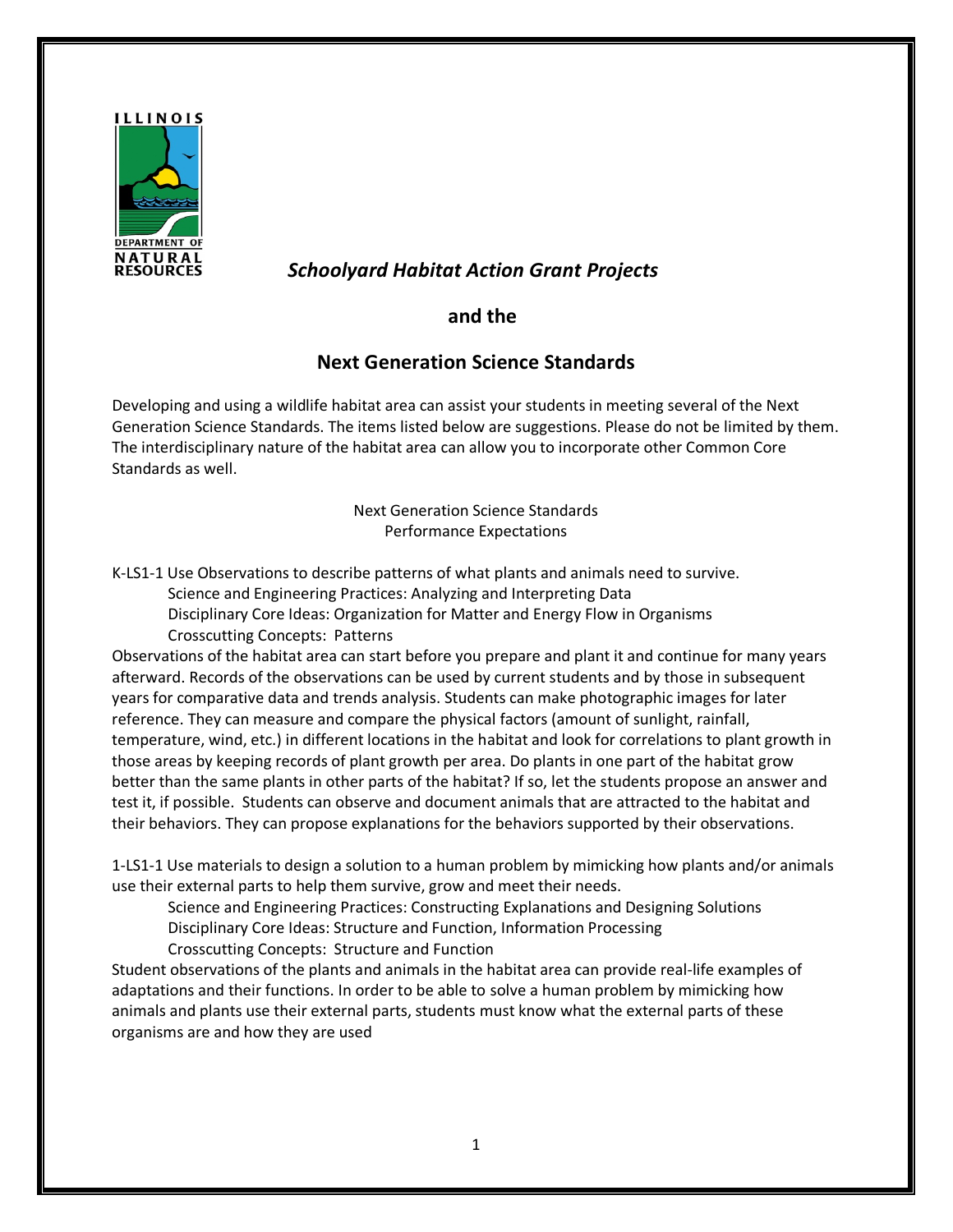# *Schoolyard Habitat Action Grant Projects*

## and the

## Next Generation Science Standards

Developing and using a wildlife habitat area can assist your students in meeting several of the Next Generation Science Standards. The items listed below are suggestions. Please do not be limited by them. The interdisciplinary nature of the habitat area can allow you to incorporate other Common Core Standards as well.

Next Generation Science Standards
Performance Expectations

K-LS1-1 Use Observations to describe patterns of what plants and animals need to survive.

- Science and Engineering Practices: Analyzing and Interpreting Data
- Disciplinary Core Ideas: Organization for Matter and Energy Flow in Organisms
- Crosscutting Concepts: Patterns

Observations of the habitat area can start before you prepare and plant it and continue for many years afterward. Records of the observations can be used by current students and by those in subsequent years for comparative data and trends analysis. Students can make photographic images for later reference. They can measure and compare the physical factors (amount of sunlight, rainfall, temperature, wind, etc.) in different locations in the habitat and look for correlations to plant growth in those areas by keeping records of plant growth per area. Do plants in one part of the habitat grow better than the same plants in other parts of the habitat? If so, let the students propose an answer and test it, if possible. Students can observe and document animals that are attracted to the habitat and their behaviors. They can propose explanations for the behaviors supported by their observations.

1-LS1-1 Use materials to design a solution to a human problem by mimicking how plants and/or animals use their external parts to help them survive, grow and meet their needs.

- Science and Engineering Practices: Constructing Explanations and Designing Solutions
- Disciplinary Core Ideas: Structure and Function, Information Processing
- Crosscutting Concepts: Structure and Function

Student observations of the plants and animals in the habitat area can provide real-life examples of adaptations and their functions. In order to be able to solve a human problem by mimicking how animals and plants use their external parts, students must know what the external parts of these organisms are and how they are used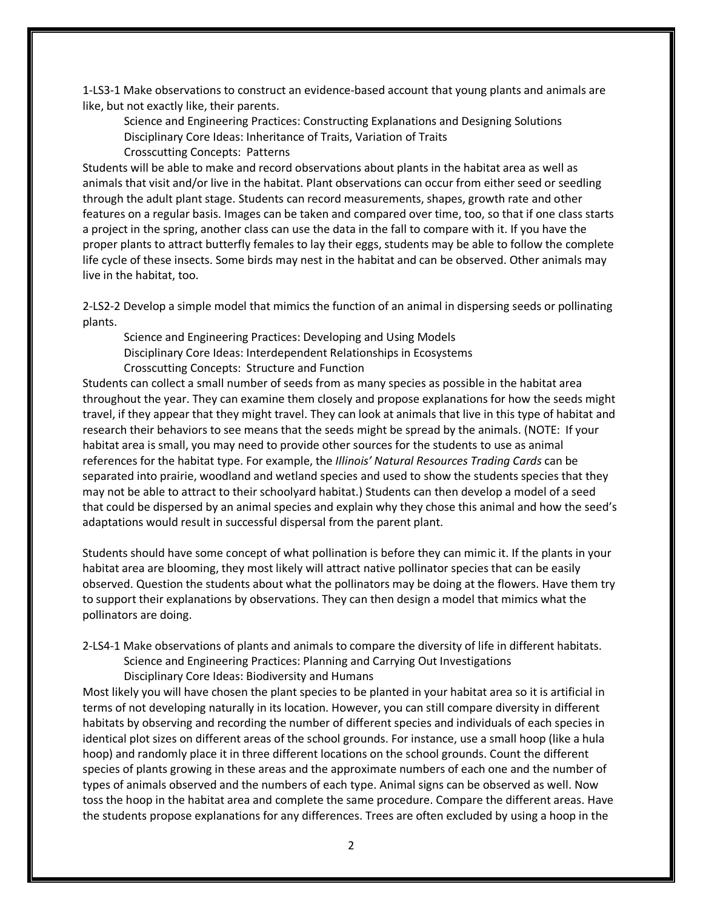1-LS3-1 Make observations to construct an evidence-based account that young plants and animals are like, but not exactly like, their parents.

Science and Engineering Practices: Constructing Explanations and Designing Solutions
Disciplinary Core Ideas: Inheritance of Traits, Variation of Traits
Crosscutting Concepts: Patterns

Students will be able to make and record observations about plants in the habitat area as well as animals that visit and/or live in the habitat. Plant observations can occur from either seed or seedling through the adult plant stage. Students can record measurements, shapes, growth rate and other features on a regular basis. Images can be taken and compared over time, too, so that if one class starts a project in the spring, another class can use the data in the fall to compare with it. If you have the proper plants to attract butterfly females to lay their eggs, students may be able to follow the complete life cycle of these insects. Some birds may nest in the habitat and can be observed. Other animals may live in the habitat, too.

2-LS2-2 Develop a simple model that mimics the function of an animal in dispersing seeds or pollinating plants.

Science and Engineering Practices: Developing and Using Models
Disciplinary Core Ideas: Interdependent Relationships in Ecosystems
Crosscutting Concepts: Structure and Function

Students can collect a small number of seeds from as many species as possible in the habitat area throughout the year. They can examine them closely and propose explanations for how the seeds might travel, if they appear that they might travel. They can look at animals that live in this type of habitat and research their behaviors to see means that the seeds might be spread by the animals. (NOTE: If your habitat area is small, you may need to provide other sources for the students to use as animal references for the habitat type. For example, the *Illinois' Natural Resources Trading Cards* can be separated into prairie, woodland and wetland species and used to show the students species that they may not be able to attract to their schoolyard habitat.) Students can then develop a model of a seed that could be dispersed by an animal species and explain why they chose this animal and how the seed's adaptations would result in successful dispersal from the parent plant.

Students should have some concept of what pollination is before they can mimic it. If the plants in your habitat area are blooming, they most likely will attract native pollinator species that can be easily observed. Question the students about what the pollinators may be doing at the flowers. Have them try to support their explanations by observations. They can then design a model that mimics what the pollinators are doing.

2-LS4-1 Make observations of plants and animals to compare the diversity of life in different habitats.

Science and Engineering Practices: Planning and Carrying Out Investigations
Disciplinary Core Ideas: Biodiversity and Humans

Most likely you will have chosen the plant species to be planted in your habitat area so it is artificial in terms of not developing naturally in its location. However, you can still compare diversity in different habitats by observing and recording the number of different species and individuals of each species in identical plot sizes on different areas of the school grounds. For instance, use a small hoop (like a hula hoop) and randomly place it in three different locations on the school grounds. Count the different species of plants growing in these areas and the approximate numbers of each one and the number of types of animals observed and the numbers of each type. Animal signs can be observed as well. Now toss the hoop in the habitat area and complete the same procedure. Compare the different areas. Have the students propose explanations for any differences. Trees are often excluded by using a hoop in the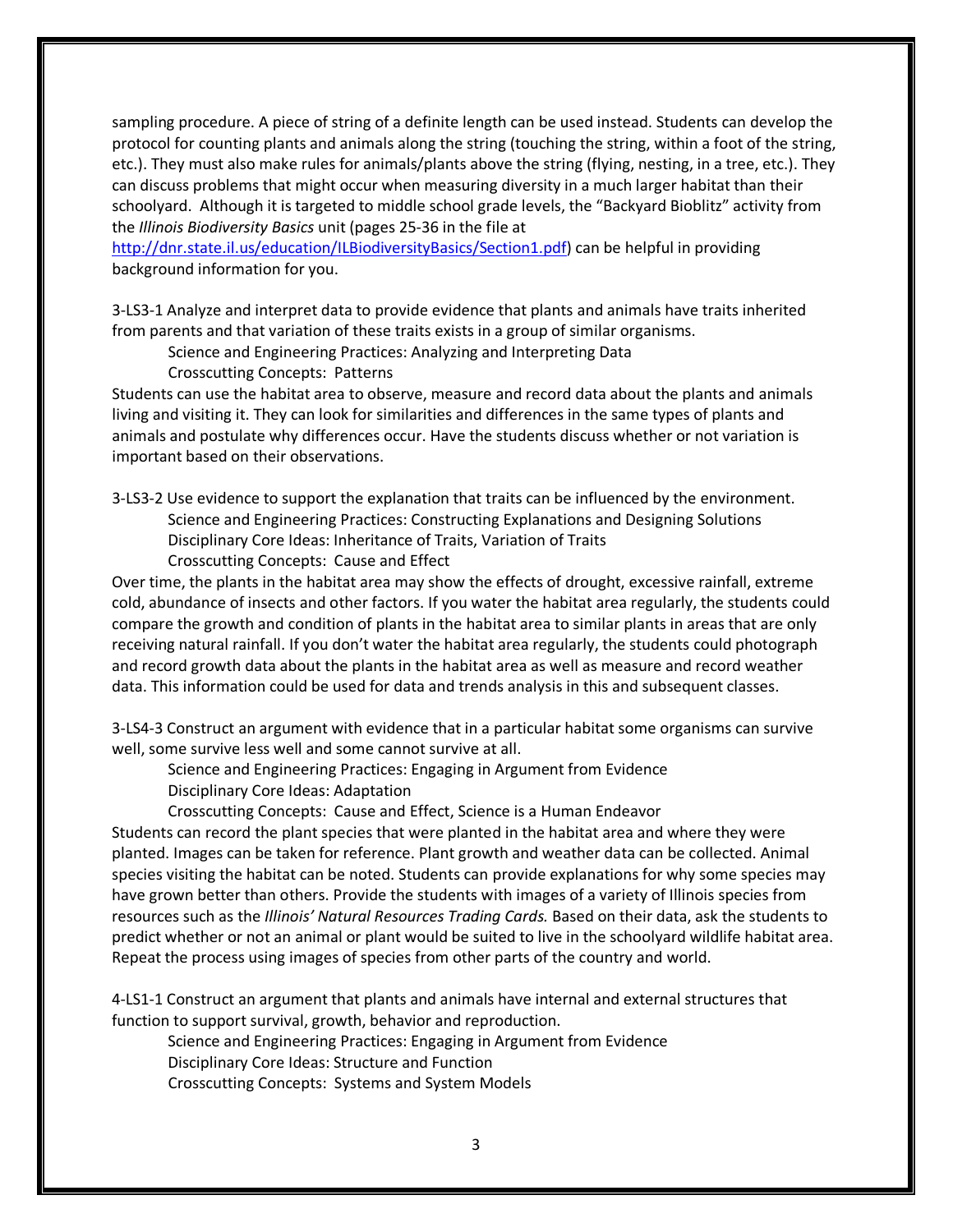sampling procedure. A piece of string of a definite length can be used instead. Students can develop the protocol for counting plants and animals along the string (touching the string, within a foot of the string, etc.). They must also make rules for animals/plants above the string (flying, nesting, in a tree, etc.). They can discuss problems that might occur when measuring diversity in a much larger habitat than their schoolyard. Although it is targeted to middle school grade levels, the "Backyard Bioblitz" activity from the *Illinois Biodiversity Basics* unit (pages 25-36 in the file at http://dnr.state.il.us/education/ILBiodiversityBasics/Section1.pdf) can be helpful in providing background information for you.

3-LS3-1 Analyze and interpret data to provide evidence that plants and animals have traits inherited from parents and that variation of these traits exists in a group of similar organisms.

Science and Engineering Practices: Analyzing and Interpreting Data
Crosscutting Concepts: Patterns

Students can use the habitat area to observe, measure and record data about the plants and animals living and visiting it. They can look for similarities and differences in the same types of plants and animals and postulate why differences occur. Have the students discuss whether or not variation is important based on their observations.

3-LS3-2 Use evidence to support the explanation that traits can be influenced by the environment.

Science and Engineering Practices: Constructing Explanations and Designing Solutions
Disciplinary Core Ideas: Inheritance of Traits, Variation of Traits
Crosscutting Concepts: Cause and Effect

Over time, the plants in the habitat area may show the effects of drought, excessive rainfall, extreme cold, abundance of insects and other factors. If you water the habitat area regularly, the students could compare the growth and condition of plants in the habitat area to similar plants in areas that are only receiving natural rainfall. If you don't water the habitat area regularly, the students could photograph and record growth data about the plants in the habitat area as well as measure and record weather data. This information could be used for data and trends analysis in this and subsequent classes.

3-LS4-3 Construct an argument with evidence that in a particular habitat some organisms can survive well, some survive less well and some cannot survive at all.

Science and Engineering Practices: Engaging in Argument from Evidence
Disciplinary Core Ideas: Adaptation
Crosscutting Concepts: Cause and Effect, Science is a Human Endeavor

Students can record the plant species that were planted in the habitat area and where they were planted. Images can be taken for reference. Plant growth and weather data can be collected. Animal species visiting the habitat can be noted. Students can provide explanations for why some species may have grown better than others. Provide the students with images of a variety of Illinois species from resources such as the *Illinois' Natural Resources Trading Cards.* Based on their data, ask the students to predict whether or not an animal or plant would be suited to live in the schoolyard wildlife habitat area. Repeat the process using images of species from other parts of the country and world.

4-LS1-1 Construct an argument that plants and animals have internal and external structures that function to support survival, growth, behavior and reproduction.

Science and Engineering Practices: Engaging in Argument from Evidence
Disciplinary Core Ideas: Structure and Function
Crosscutting Concepts: Systems and System Models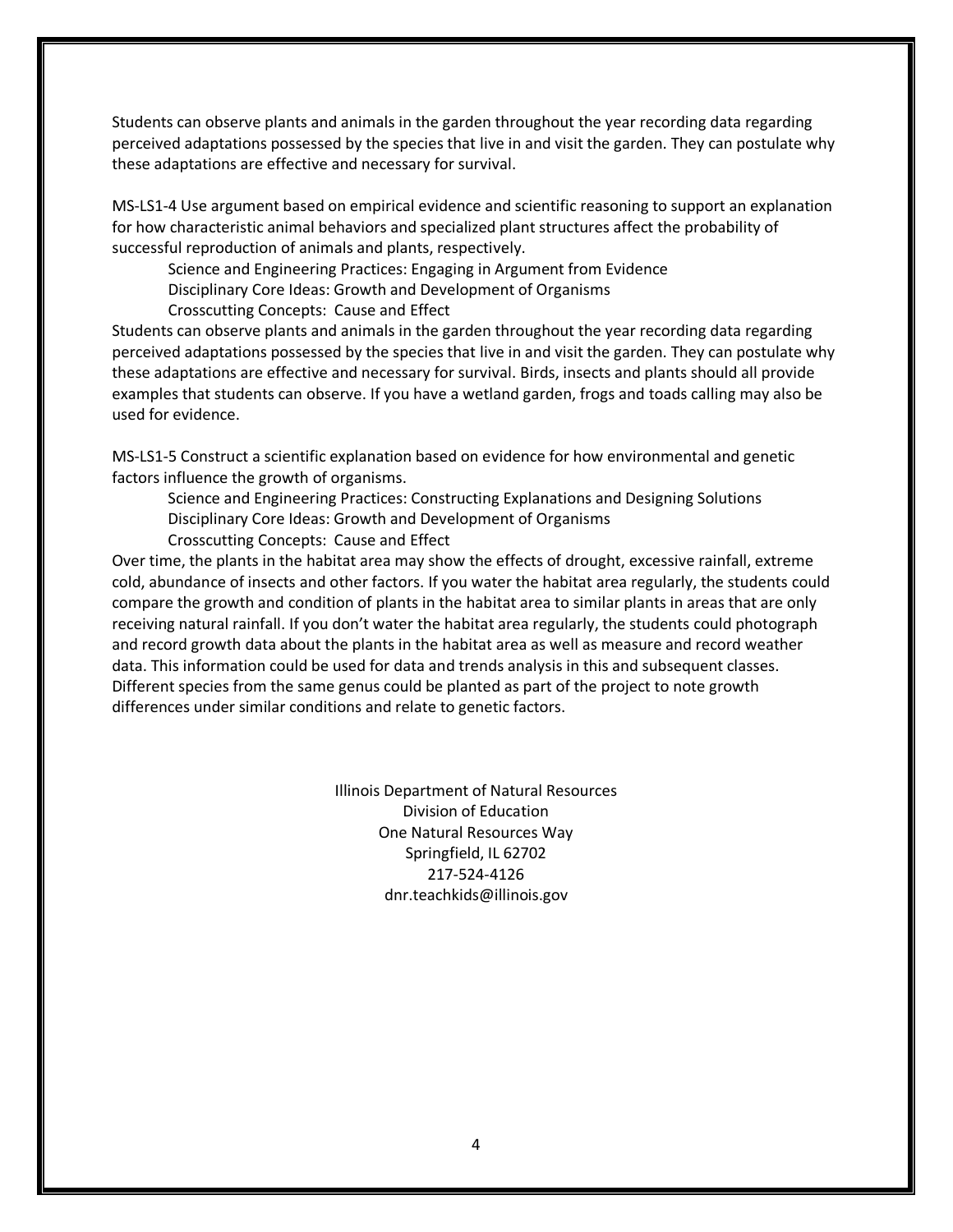Students can observe plants and animals in the garden throughout the year recording data regarding perceived adaptations possessed by the species that live in and visit the garden. They can postulate why these adaptations are effective and necessary for survival.

MS-LS1-4 Use argument based on empirical evidence and scientific reasoning to support an explanation for how characteristic animal behaviors and specialized plant structures affect the probability of successful reproduction of animals and plants, respectively.

Science and Engineering Practices: Engaging in Argument from Evidence
Disciplinary Core Ideas: Growth and Development of Organisms
Crosscutting Concepts: Cause and Effect

Students can observe plants and animals in the garden throughout the year recording data regarding perceived adaptations possessed by the species that live in and visit the garden. They can postulate why these adaptations are effective and necessary for survival. Birds, insects and plants should all provide examples that students can observe. If you have a wetland garden, frogs and toads calling may also be used for evidence.

MS-LS1-5 Construct a scientific explanation based on evidence for how environmental and genetic factors influence the growth of organisms.

Science and Engineering Practices: Constructing Explanations and Designing Solutions
Disciplinary Core Ideas: Growth and Development of Organisms
Crosscutting Concepts: Cause and Effect

Over time, the plants in the habitat area may show the effects of drought, excessive rainfall, extreme cold, abundance of insects and other factors. If you water the habitat area regularly, the students could compare the growth and condition of plants in the habitat area to similar plants in areas that are only receiving natural rainfall. If you don't water the habitat area regularly, the students could photograph and record growth data about the plants in the habitat area as well as measure and record weather data. This information could be used for data and trends analysis in this and subsequent classes. Different species from the same genus could be planted as part of the project to note growth differences under similar conditions and relate to genetic factors.

Illinois Department of Natural Resources
Division of Education
One Natural Resources Way
Springfield, IL 62702
217-524-4126
dnr.teachkids@illinois.gov